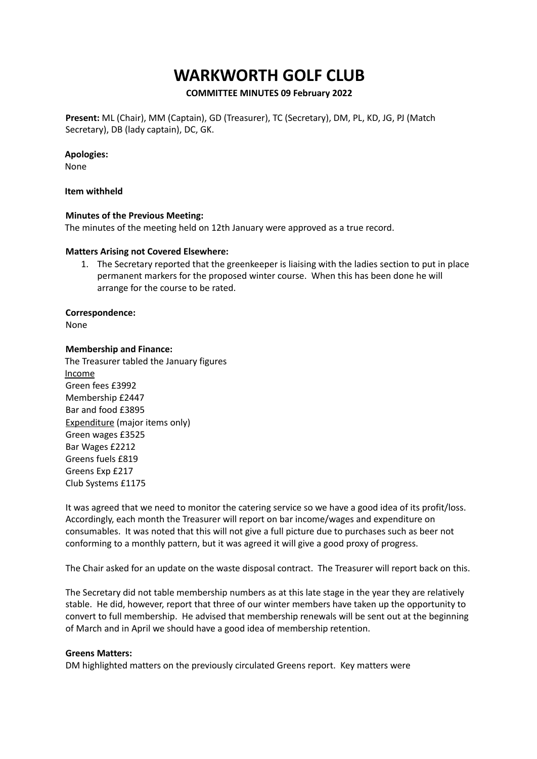# WARKWORTH GOLF CLUB

**COMMITTEE MINUTES 09 February 2022**

**Present:** ML (Chair), MM (Captain), GD (Treasurer), TC (Secretary), DM, PL, KD, JG, PJ (Match Secretary), DB (lady captain), DC, GK.

**Apologies:**
None

**Item withheld**

**Minutes of the Previous Meeting:**
The minutes of the meeting held on 12th January were approved as a true record.

**Matters Arising not Covered Elsewhere:**

1. The Secretary reported that the greenkeeper is liaising with the ladies section to put in place permanent markers for the proposed winter course. When this has been done he will arrange for the course to be rated.

**Correspondence:**
None

**Membership and Finance:**
The Treasurer tabled the January figures
<u>Income</u>
Green fees £3992
Membership £2447
Bar and food £3895
<u>Expenditure</u> (major items only)
Green wages £3525
Bar Wages £2212
Greens fuels £819
Greens Exp £217
Club Systems £1175

It was agreed that we need to monitor the catering service so we have a good idea of its profit/loss. Accordingly, each month the Treasurer will report on bar income/wages and expenditure on consumables. It was noted that this will not give a full picture due to purchases such as beer not conforming to a monthly pattern, but it was agreed it will give a good proxy of progress.

The Chair asked for an update on the waste disposal contract. The Treasurer will report back on this.

The Secretary did not table membership numbers as at this late stage in the year they are relatively stable. He did, however, report that three of our winter members have taken up the opportunity to convert to full membership. He advised that membership renewals will be sent out at the beginning of March and in April we should have a good idea of membership retention.

**Greens Matters:**
DM highlighted matters on the previously circulated Greens report. Key matters were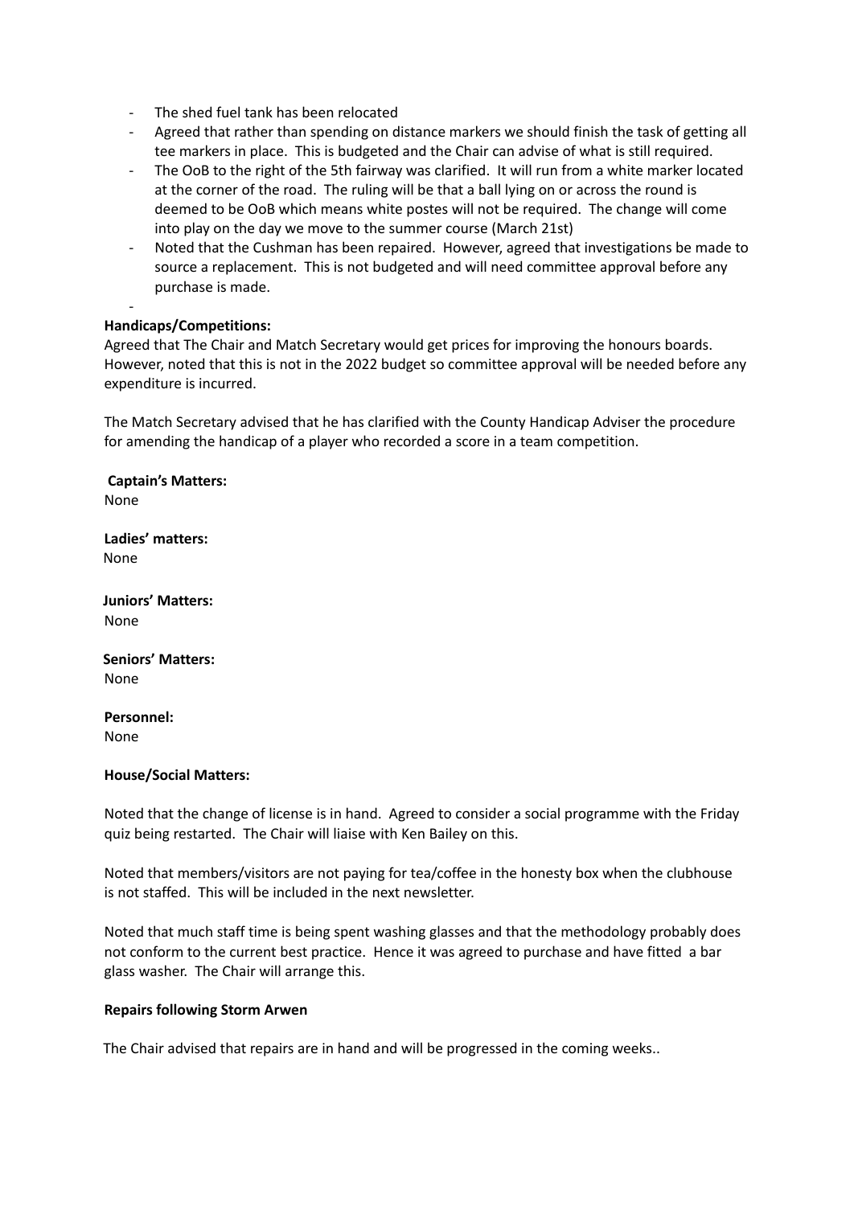- The shed fuel tank has been relocated
- Agreed that rather than spending on distance markers we should finish the task of getting all tee markers in place. This is budgeted and the Chair can advise of what is still required.
- The OoB to the right of the 5th fairway was clarified. It will run from a white marker located at the corner of the road. The ruling will be that a ball lying on or across the round is deemed to be OoB which means white postes will not be required. The change will come into play on the day we move to the summer course (March 21st)
- Noted that the Cushman has been repaired. However, agreed that investigations be made to source a replacement. This is not budgeted and will need committee approval before any purchase is made.
-

**Handicaps/Competitions:**

Agreed that The Chair and Match Secretary would get prices for improving the honours boards. However, noted that this is not in the 2022 budget so committee approval will be needed before any expenditure is incurred.

The Match Secretary advised that he has clarified with the County Handicap Adviser the procedure for amending the handicap of a player who recorded a score in a team competition.

**Captain's Matters:**
None

**Ladies' matters:**
None

**Juniors' Matters:**
None

**Seniors' Matters:**
None

**Personnel:**
None

**House/Social Matters:**

Noted that the change of license is in hand. Agreed to consider a social programme with the Friday quiz being restarted. The Chair will liaise with Ken Bailey on this.

Noted that members/visitors are not paying for tea/coffee in the honesty box when the clubhouse is not staffed. This will be included in the next newsletter.

Noted that much staff time is being spent washing glasses and that the methodology probably does not conform to the current best practice. Hence it was agreed to purchase and have fitted a bar glass washer. The Chair will arrange this.

**Repairs following Storm Arwen**

The Chair advised that repairs are in hand and will be progressed in the coming weeks..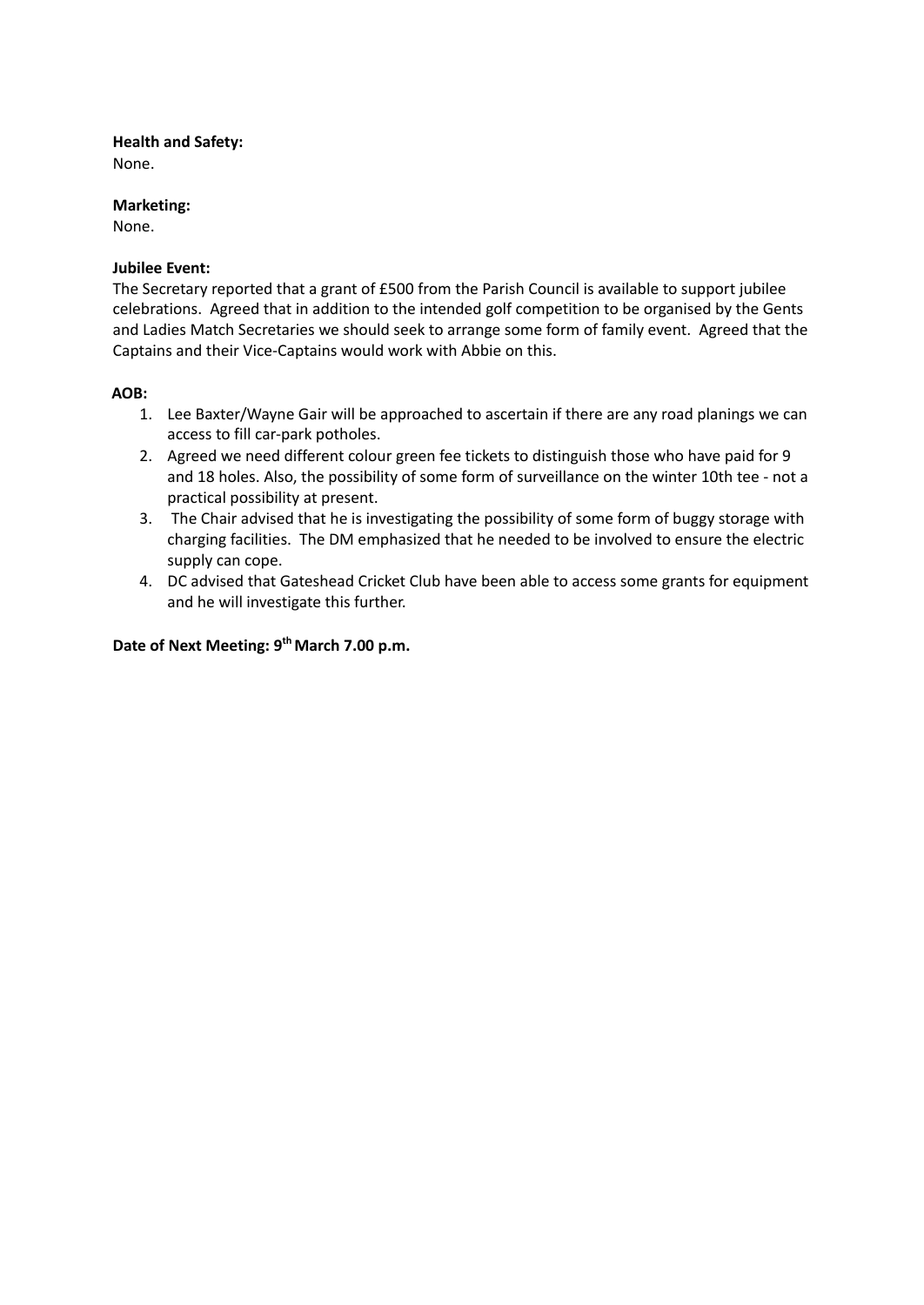**Health and Safety:**
None.

**Marketing:**
None.

**Jubilee Event:**
The Secretary reported that a grant of £500 from the Parish Council is available to support jubilee celebrations. Agreed that in addition to the intended golf competition to be organised by the Gents and Ladies Match Secretaries we should seek to arrange some form of family event. Agreed that the Captains and their Vice-Captains would work with Abbie on this.

**AOB:**

1. Lee Baxter/Wayne Gair will be approached to ascertain if there are any road planings we can access to fill car-park potholes.
2. Agreed we need different colour green fee tickets to distinguish those who have paid for 9 and 18 holes. Also, the possibility of some form of surveillance on the winter 10th tee - not a practical possibility at present.
3. The Chair advised that he is investigating the possibility of some form of buggy storage with charging facilities. The DM emphasized that he needed to be involved to ensure the electric supply can cope.
4. DC advised that Gateshead Cricket Club have been able to access some grants for equipment and he will investigate this further.

**Date of Next Meeting: 9th March 7.00 p.m.**